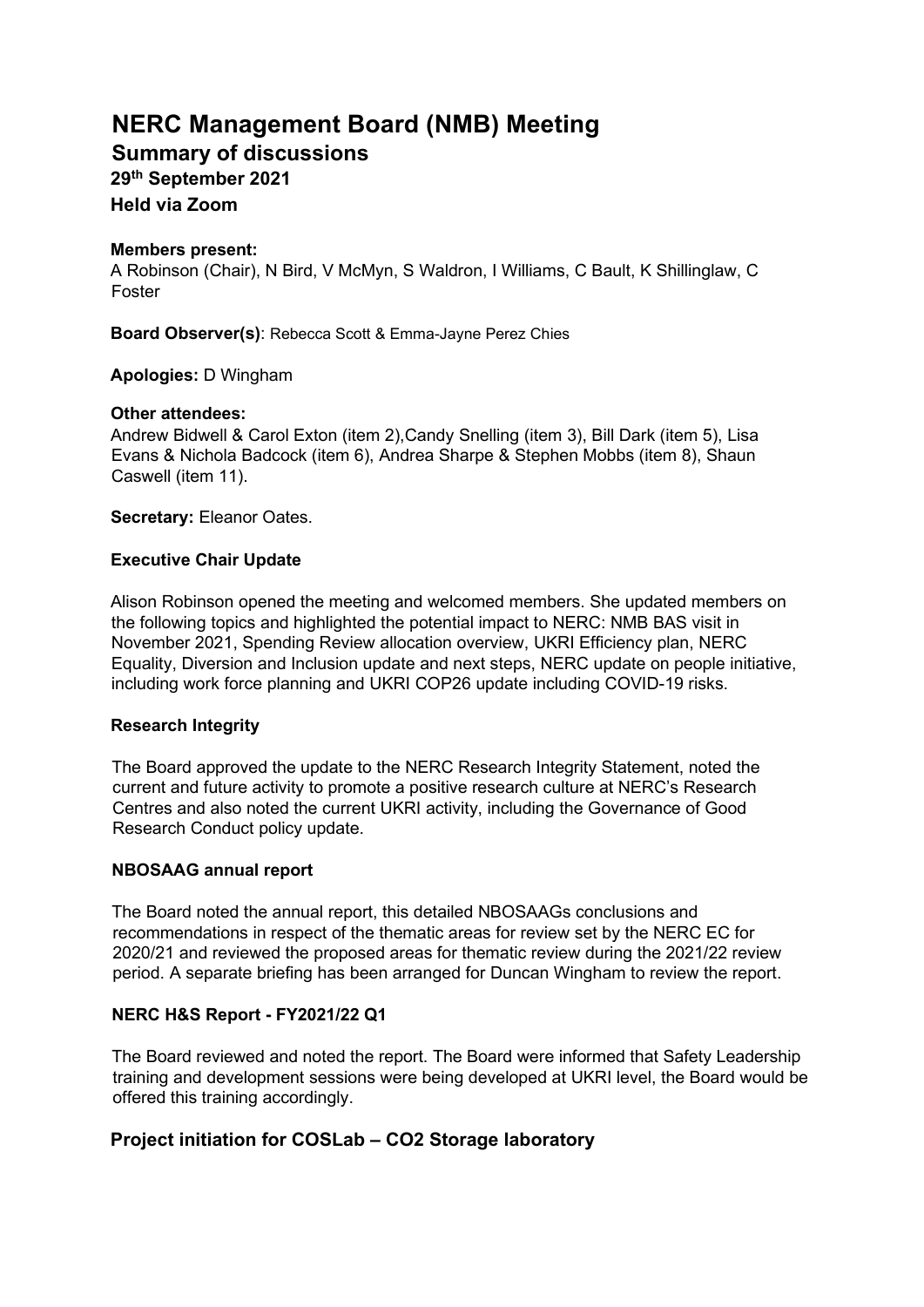# NERC Management Board (NMB) Meeting

## Summary of discussions

### 29th September 2021

### Held via Zoom

**Members present:**
A Robinson (Chair), N Bird, V McMyn, S Waldron, I Williams, C Bault, K Shillinglaw, C Foster

**Board Observer(s)**: Rebecca Scott & Emma-Jayne Perez Chies

**Apologies:** D Wingham

**Other attendees:**
Andrew Bidwell & Carol Exton (item 2),Candy Snelling (item 3), Bill Dark (item 5), Lisa Evans & Nichola Badcock (item 6), Andrea Sharpe & Stephen Mobbs (item 8), Shaun Caswell (item 11).

**Secretary:** Eleanor Oates.

#### Executive Chair Update

Alison Robinson opened the meeting and welcomed members. She updated members on the following topics and highlighted the potential impact to NERC: NMB BAS visit in November 2021, Spending Review allocation overview, UKRI Efficiency plan, NERC Equality, Diversion and Inclusion update and next steps, NERC update on people initiative, including work force planning and UKRI COP26 update including COVID-19 risks.

#### Research Integrity

The Board approved the update to the NERC Research Integrity Statement, noted the current and future activity to promote a positive research culture at NERC's Research Centres and also noted the current UKRI activity, including the Governance of Good Research Conduct policy update.

#### NBOSAAG annual report

The Board noted the annual report, this detailed NBOSAAGs conclusions and recommendations in respect of the thematic areas for review set by the NERC EC for 2020/21 and reviewed the proposed areas for thematic review during the 2021/22 review period. A separate briefing has been arranged for Duncan Wingham to review the report.

#### NERC H&S Report - FY2021/22 Q1

The Board reviewed and noted the report. The Board were informed that Safety Leadership training and development sessions were being developed at UKRI level, the Board would be offered this training accordingly.

### Project initiation for COSLab – CO2 Storage laboratory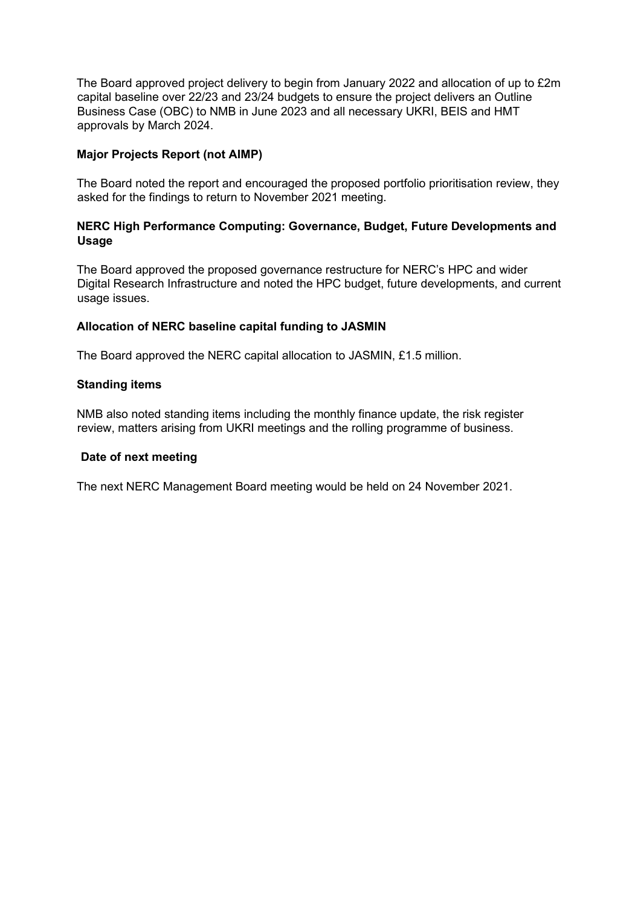The Board approved project delivery to begin from January 2022 and allocation of up to £2m capital baseline over 22/23 and 23/24 budgets to ensure the project delivers an Outline Business Case (OBC) to NMB in June 2023 and all necessary UKRI, BEIS and HMT approvals by March 2024.

**Major Projects Report (not AIMP)**

The Board noted the report and encouraged the proposed portfolio prioritisation review, they asked for the findings to return to November 2021 meeting.

**NERC High Performance Computing: Governance, Budget, Future Developments and Usage**

The Board approved the proposed governance restructure for NERC's HPC and wider Digital Research Infrastructure and noted the HPC budget, future developments, and current usage issues.

**Allocation of NERC baseline capital funding to JASMIN**

The Board approved the NERC capital allocation to JASMIN, £1.5 million.

**Standing items**

NMB also noted standing items including the monthly finance update, the risk register review, matters arising from UKRI meetings and the rolling programme of business.

**Date of next meeting**

The next NERC Management Board meeting would be held on 24 November 2021.